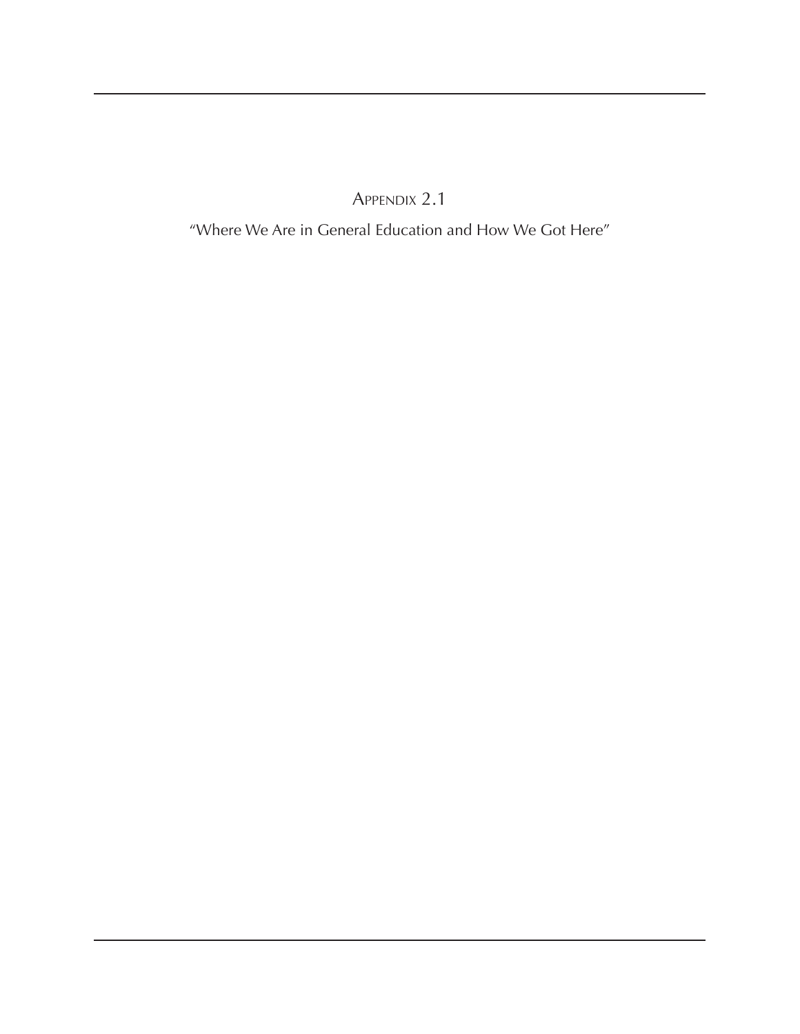# Appendix 2.1

"Where We Are in General Education and How We Got Here"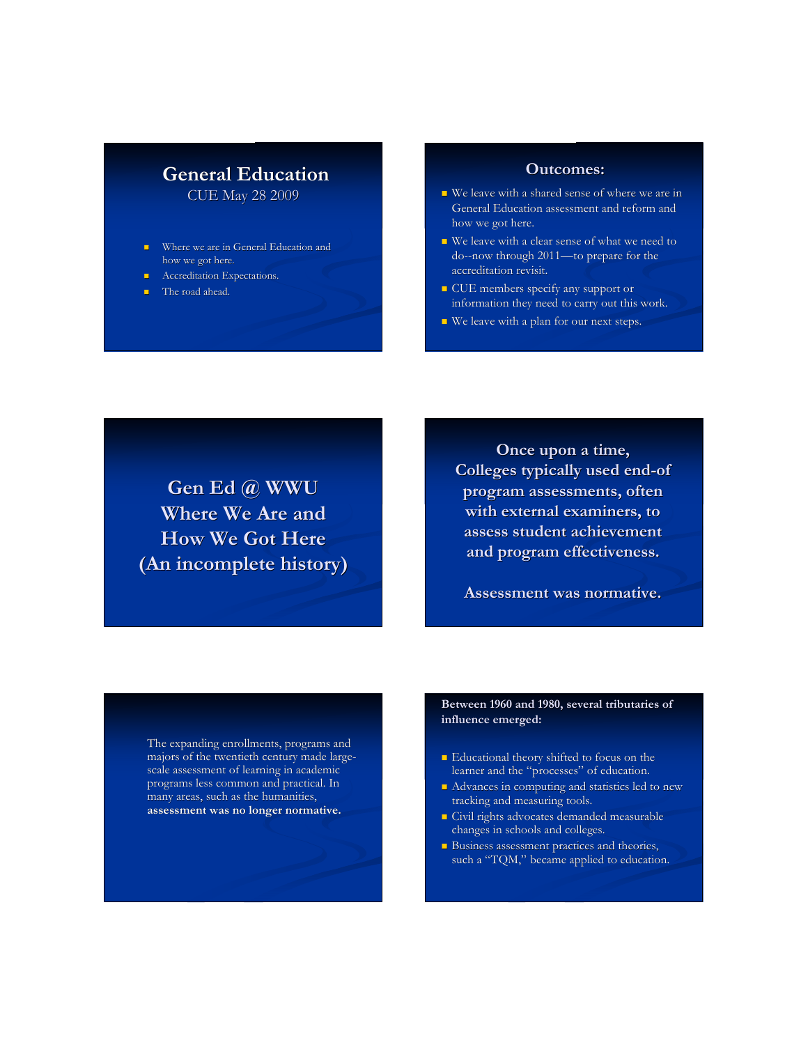## General Education

CUE May 28 2009

- Where we are in General Education and how we got here.
- Accreditation Expectations.
- The road ahead.

## Outcomes:

- We leave with a shared sense of where we are in General Education assessment and reform and how we got here.
- We leave with a clear sense of what we need to do--now through 2011—to prepare for the accreditation revisit.
- CUE members specify any support or information they need to carry out this work.
- We leave with a plan for our next steps.

## Gen Ed @ WWU Where We Are and How We Got Here (An incomplete history)

**Once upon a time, Colleges typically used end-of program assessments, often with external examiners, to assess student achievement and program effectiveness.**

**Assessment was normative.**

The expanding enrollments, programs and majors of the twentieth century made large-scale assessment of learning in academic programs less common and practical. In many areas, such as the humanities, **assessment was no longer normative.**

**Between 1960 and 1980, several tributaries of influence emerged:**

- Educational theory shifted to focus on the learner and the "processes" of education.
- Advances in computing and statistics led to new tracking and measuring tools.
- Civil rights advocates demanded measurable changes in schools and colleges.
- Business assessment practices and theories, such a "TQM," became applied to education.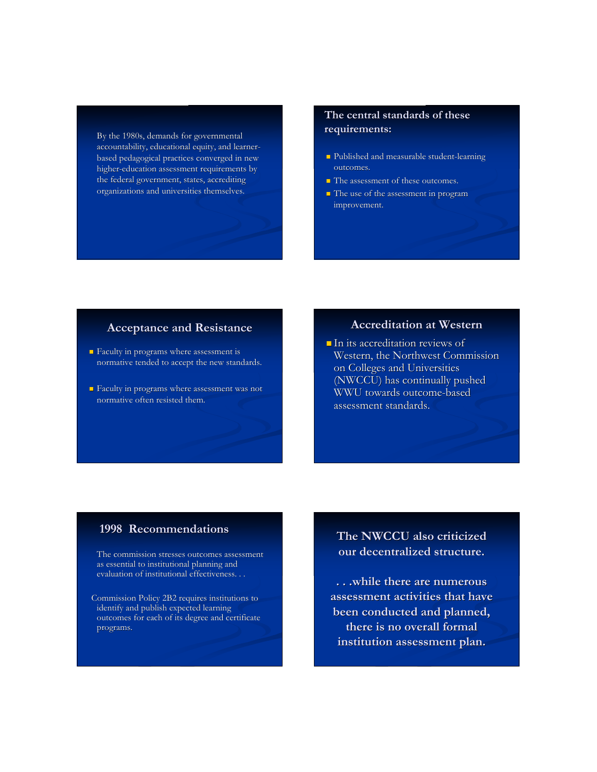By the 1980s, demands for governmental accountability, educational equity, and learner-based pedagogical practices converged in new higher-education assessment requirements by the federal government, states, accrediting organizations and universities themselves.

## The central standards of these requirements:

- Published and measurable student-learning outcomes.
- The assessment of these outcomes.
- The use of the assessment in program improvement.

## Acceptance and Resistance

- Faculty in programs where assessment is normative tended to accept the new standards.
- Faculty in programs where assessment was not normative often resisted them.

## Accreditation at Western

- In its accreditation reviews of Western, the Northwest Commission on Colleges and Universities (NWCCU) has continually pushed WWU towards outcome-based assessment standards.

## 1998 Recommendations

The commission stresses outcomes assessment as essential to institutional planning and evaluation of institutional effectiveness. . .

Commission Policy 2B2 requires institutions to identify and publish expected learning outcomes for each of its degree and certificate programs.

## The NWCCU also criticized our decentralized structure.

**. . .while there are numerous assessment activities that have been conducted and planned, there is no overall formal institution assessment plan.**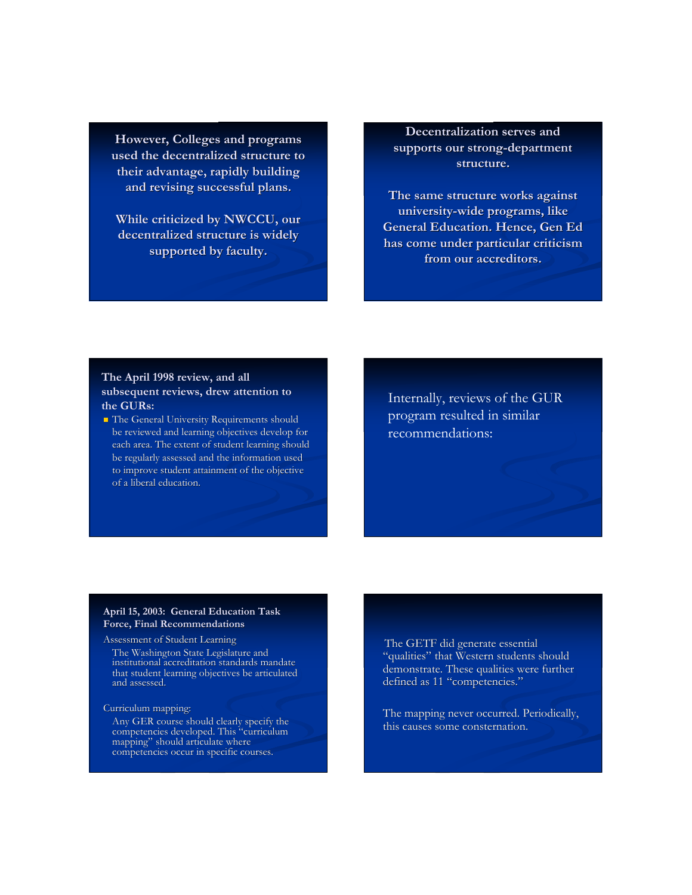However, Colleges and programs used the decentralized structure to their advantage, rapidly building and revising successful plans.

While criticized by NWCCU, our decentralized structure is widely supported by faculty.

---

Decentralization serves and supports our strong-department structure.

The same structure works against university-wide programs, like General Education. Hence, Gen Ed has come under particular criticism from our accreditors.

---

**The April 1998 review, and all subsequent reviews, drew attention to the GURs:**

- The General University Requirements should be reviewed and learning objectives develop for each area. The extent of student learning should be regularly assessed and the information used to improve student attainment of the objective of a liberal education.

---

Internally, reviews of the GUR program resulted in similar recommendations:

---

**April 15, 2003: General Education Task Force, Final Recommendations**

Assessment of Student Learning

The Washington State Legislature and institutional accreditation standards mandate that student learning objectives be articulated and assessed.

Curriculum mapping:

Any GER course should clearly specify the competencies developed. This "curriculum mapping" should articulate where competencies occur in specific courses.

---

The GETF did generate essential "qualities" that Western students should demonstrate. These qualities were further defined as 11 "competencies."

The mapping never occurred. Periodically, this causes some consternation.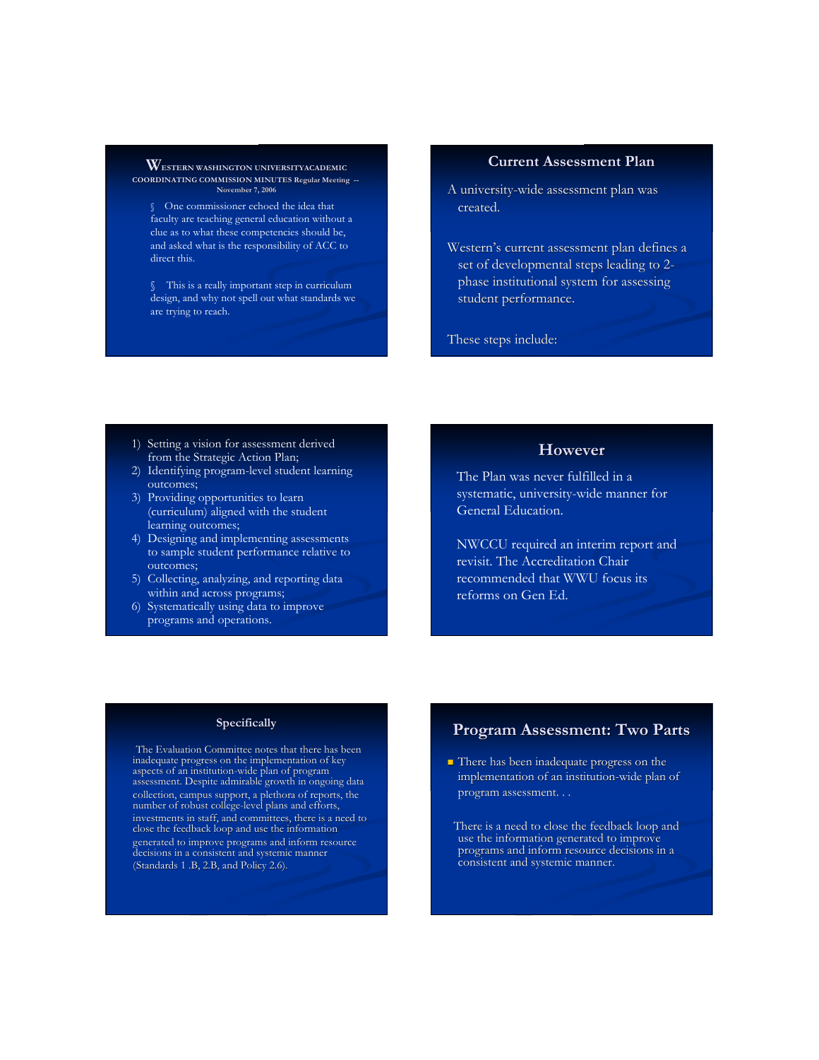**WESTERN WASHINGTON UNIVERSITYACADEMIC COORDINATING COMMISSION MINUTES Regular Meeting -- November 7, 2006**

§ One commissioner echoed the idea that faculty are teaching general education without a clue as to what these competencies should be, and asked what is the responsibility of ACC to direct this.

§ This is a really important step in curriculum design, and why not spell out what standards we are trying to reach.

## Current Assessment Plan

A university-wide assessment plan was created.

Western's current assessment plan defines a set of developmental steps leading to 2-phase institutional system for assessing student performance.

These steps include:

1) Setting a vision for assessment derived from the Strategic Action Plan;
2) Identifying program-level student learning outcomes;
3) Providing opportunities to learn (curriculum) aligned with the student learning outcomes;
4) Designing and implementing assessments to sample student performance relative to outcomes;
5) Collecting, analyzing, and reporting data within and across programs;
6) Systematically using data to improve programs and operations.

## However

The Plan was never fulfilled in a systematic, university-wide manner for General Education.

NWCCU required an interim report and revisit. The Accreditation Chair recommended that WWU focus its reforms on Gen Ed.

## Specifically

The Evaluation Committee notes that there has been inadequate progress on the implementation of key aspects of an institution-wide plan of program assessment. Despite admirable growth in ongoing data collection, campus support, a plethora of reports, the number of robust college-level plans and efforts, investments in staff, and committees, there is a need to close the feedback loop and use the information generated to improve programs and inform resource decisions in a consistent and systemic manner (Standards 1 .B, 2.B, and Policy 2.6).

## Program Assessment: Two Parts

- There has been inadequate progress on the implementation of an institution-wide plan of program assessment. . .

There is a need to close the feedback loop and use the information generated to improve programs and inform resource decisions in a consistent and systemic manner.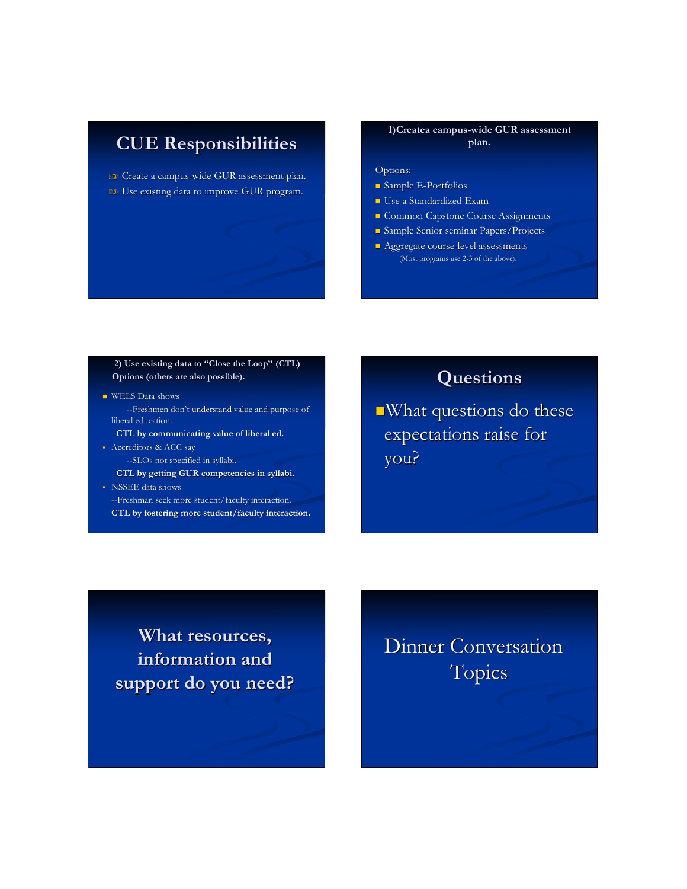## CUE Responsibilities

- Create a campus-wide GUR assessment plan.
- Use existing data to improve GUR program.

## 1)Createa campus-wide GUR assessment plan.

Options:

- Sample E-Portfolios
- Use a Standardized Exam
- Common Capstone Course Assignments
- Sample Senior seminar Papers/Projects
- Aggregate course-level assessments

(Most programs use 2-3 of the above).

## 2) Use existing data to "Close the Loop" (CTL) Options (others are also possible).

- WELS Data shows
  - --Freshmen don't understand value and purpose of liberal education.
  - **CTL by communicating value of liberal ed.**
- Accreditors & ACC say
  - --SLOs not specified in syllabi.
  - **CTL by getting GUR competencies in syllabi.**
- NSSEE data shows
  - --Freshman seek more student/faculty interaction.
  - **CTL by fostering more student/faculty interaction.**

## Questions

- What questions do these expectations raise for you?

## What resources, information and support do you need?

## Dinner Conversation Topics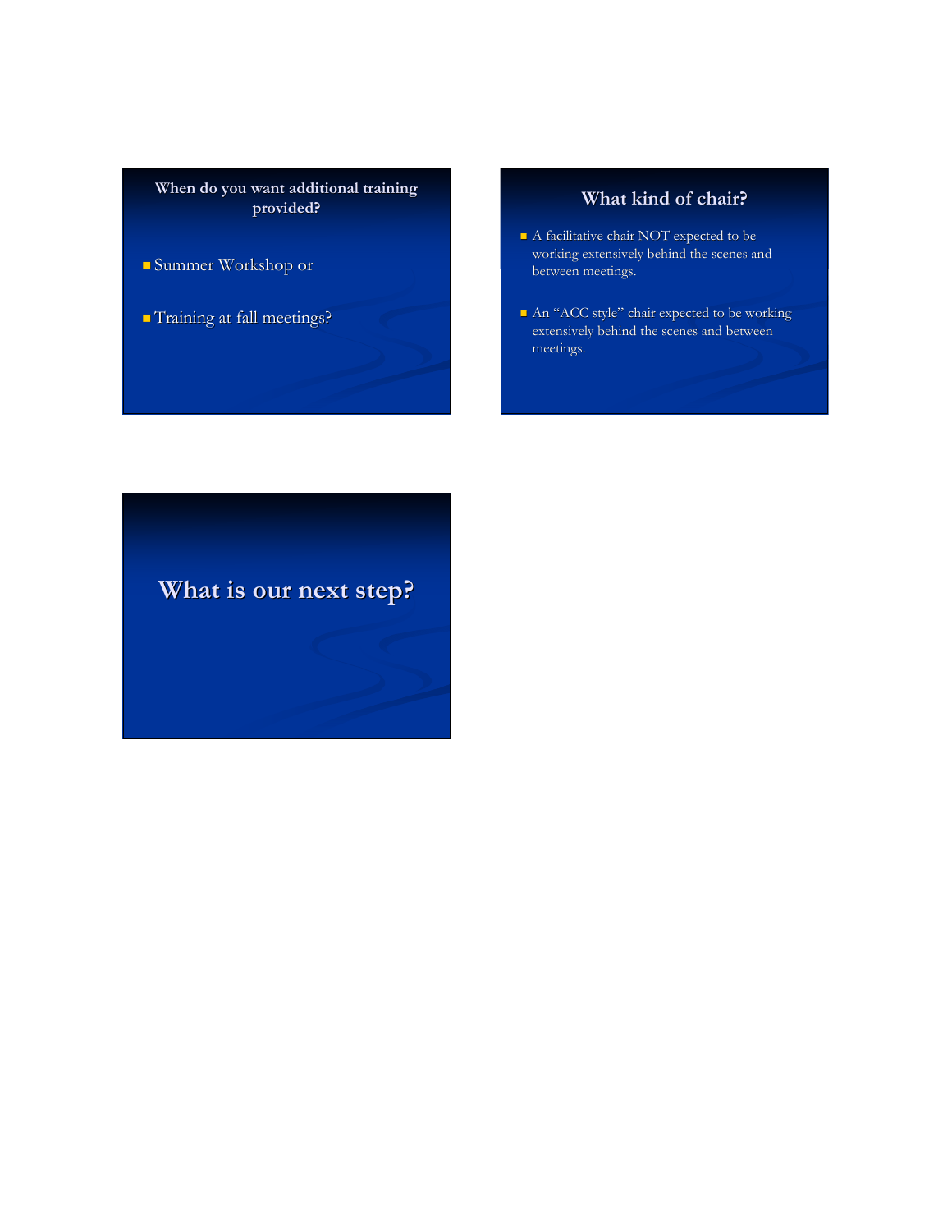## When do you want additional training provided?

- Summer Workshop or
- Training at fall meetings?

## What kind of chair?

- A facilitative chair NOT expected to be working extensively behind the scenes and between meetings.
- An "ACC style" chair expected to be working extensively behind the scenes and between meetings.

## What is our next step?